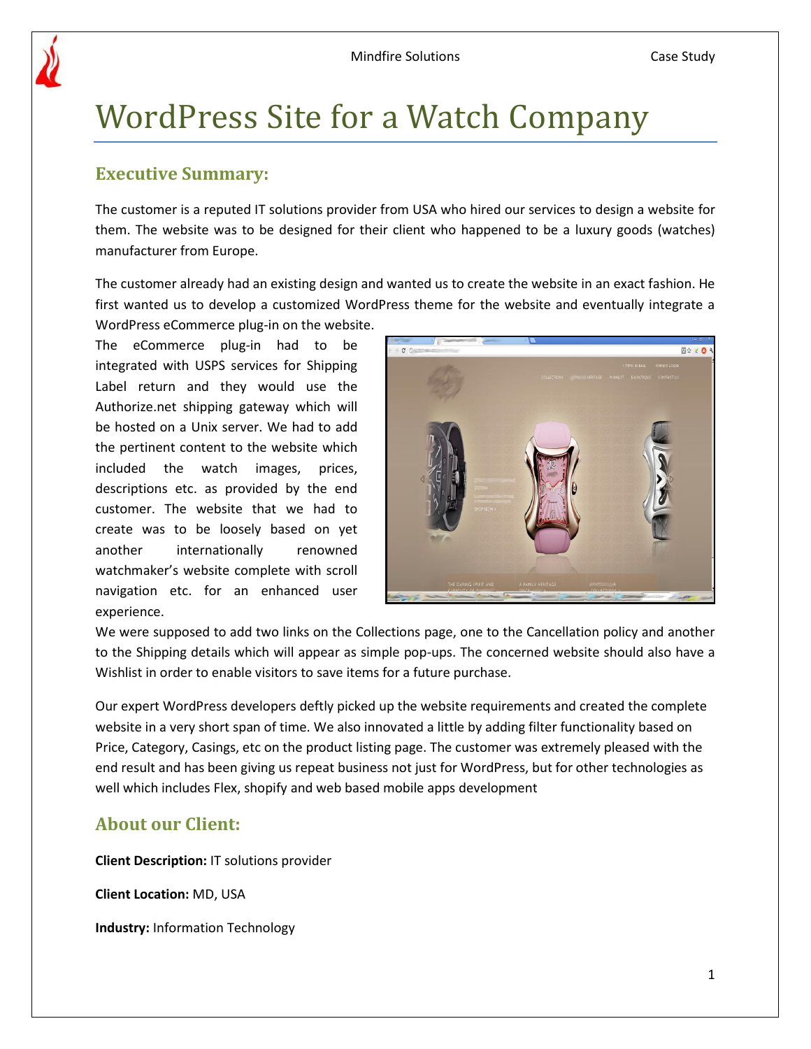# WordPress Site for a Watch Company

## Executive Summary:

The customer is a reputed IT solutions provider from USA who hired our services to design a website for them. The website was to be designed for their client who happened to be a luxury goods (watches) manufacturer from Europe.

The customer already had an existing design and wanted us to create the website in an exact fashion. He first wanted us to develop a customized WordPress theme for the website and eventually integrate a WordPress eCommerce plug-in on the website. The eCommerce plug-in had to be integrated with USPS services for Shipping Label return and they would use the Authorize.net shipping gateway which will be hosted on a Unix server. We had to add the pertinent content to the website which included the watch images, prices, descriptions etc. as provided by the end customer. The website that we had to create was to be loosely based on yet another internationally renowned watchmaker's website complete with scroll navigation etc. for an enhanced user experience.

We were supposed to add two links on the Collections page, one to the Cancellation policy and another to the Shipping details which will appear as simple pop-ups. The concerned website should also have a Wishlist in order to enable visitors to save items for a future purchase.

Our expert WordPress developers deftly picked up the website requirements and created the complete website in a very short span of time. We also innovated a little by adding filter functionality based on Price, Category, Casings, etc on the product listing page. The customer was extremely pleased with the end result and has been giving us repeat business not just for WordPress, but for other technologies as well which includes Flex, shopify and web based mobile apps development

## About our Client:

**Client Description:** IT solutions provider

**Client Location:** MD, USA

**Industry:** Information Technology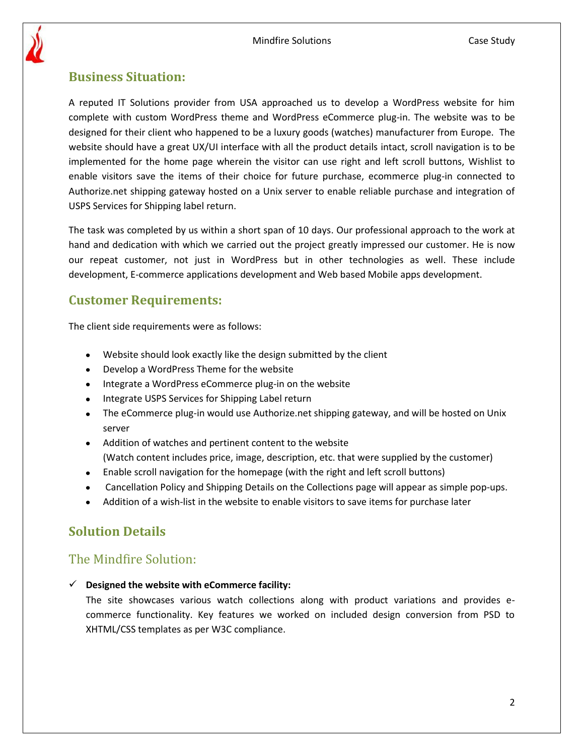## Business Situation:

A reputed IT Solutions provider from USA approached us to develop a WordPress website for him complete with custom WordPress theme and WordPress eCommerce plug-in. The website was to be designed for their client who happened to be a luxury goods (watches) manufacturer from Europe. The website should have a great UX/UI interface with all the product details intact, scroll navigation is to be implemented for the home page wherein the visitor can use right and left scroll buttons, Wishlist to enable visitors save the items of their choice for future purchase, ecommerce plug-in connected to Authorize.net shipping gateway hosted on a Unix server to enable reliable purchase and integration of USPS Services for Shipping label return.

The task was completed by us within a short span of 10 days. Our professional approach to the work at hand and dedication with which we carried out the project greatly impressed our customer. He is now our repeat customer, not just in WordPress but in other technologies as well. These include development, E-commerce applications development and Web based Mobile apps development.

## Customer Requirements:

The client side requirements were as follows:

- Website should look exactly like the design submitted by the client
- Develop a WordPress Theme for the website
- Integrate a WordPress eCommerce plug-in on the website
- Integrate USPS Services for Shipping Label return
- The eCommerce plug-in would use Authorize.net shipping gateway, and will be hosted on Unix server
- Addition of watches and pertinent content to the website (Watch content includes price, image, description, etc. that were supplied by the customer)
- Enable scroll navigation for the homepage (with the right and left scroll buttons)
- Cancellation Policy and Shipping Details on the Collections page will appear as simple pop-ups.
- Addition of a wish-list in the website to enable visitors to save items for purchase later

## Solution Details

### The Mindfire Solution:

✓ **Designed the website with eCommerce facility:**
The site showcases various watch collections along with product variations and provides e-commerce functionality. Key features we worked on included design conversion from PSD to XHTML/CSS templates as per W3C compliance.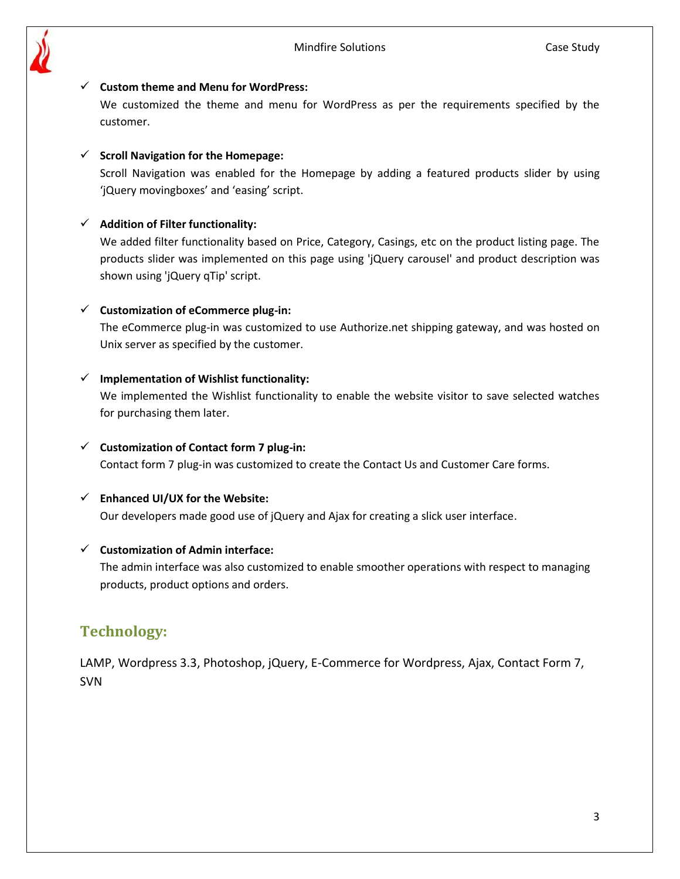- **Custom theme and Menu for WordPress:**
  We customized the theme and menu for WordPress as per the requirements specified by the customer.

- **Scroll Navigation for the Homepage:**
  Scroll Navigation was enabled for the Homepage by adding a featured products slider by using ‘jQuery movingboxes’ and ‘easing’ script.

- **Addition of Filter functionality:**
  We added filter functionality based on Price, Category, Casings, etc on the product listing page. The products slider was implemented on this page using 'jQuery carousel' and product description was shown using 'jQuery qTip' script.

- **Customization of eCommerce plug-in:**
  The eCommerce plug-in was customized to use Authorize.net shipping gateway, and was hosted on Unix server as specified by the customer.

- **Implementation of Wishlist functionality:**
  We implemented the Wishlist functionality to enable the website visitor to save selected watches for purchasing them later.

- **Customization of Contact form 7 plug-in:**
  Contact form 7 plug-in was customized to create the Contact Us and Customer Care forms.

- **Enhanced UI/UX for the Website:**
  Our developers made good use of jQuery and Ajax for creating a slick user interface.

- **Customization of Admin interface:**
  The admin interface was also customized to enable smoother operations with respect to managing products, product options and orders.

## Technology:

LAMP, Wordpress 3.3, Photoshop, jQuery, E-Commerce for Wordpress, Ajax, Contact Form 7, SVN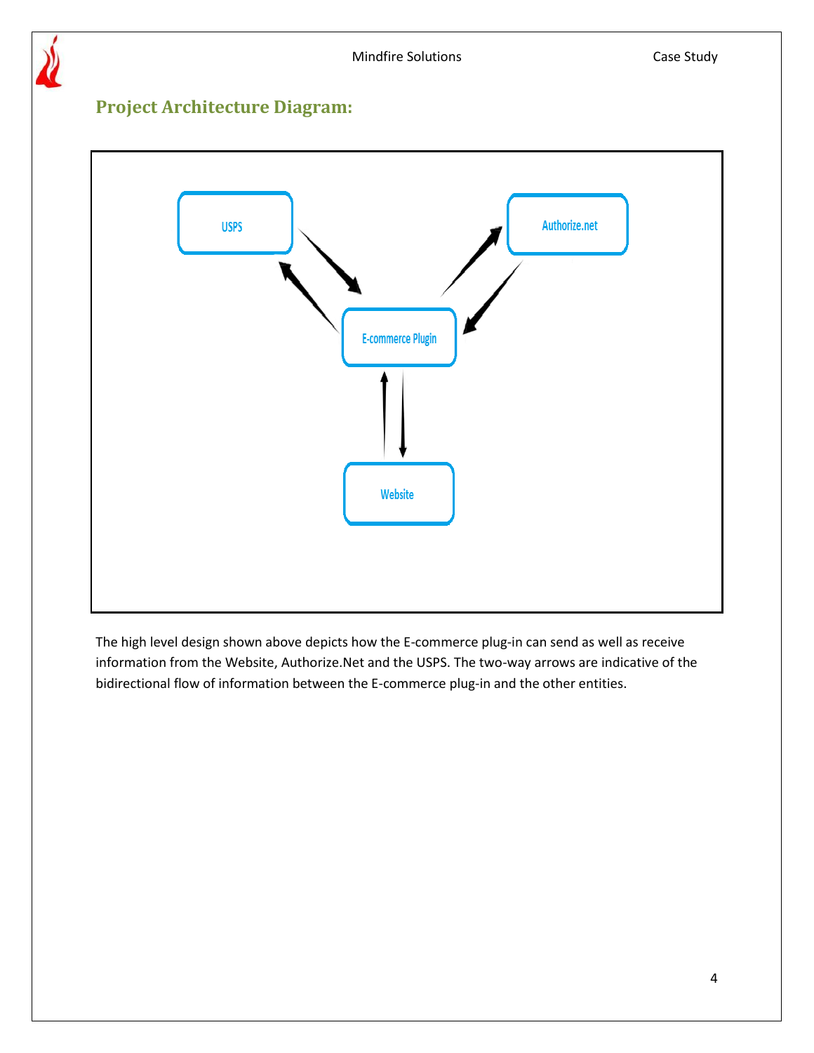## Project Architecture Diagram:

USPS

Authorize.net

E-commerce Plugin

Website

The high level design shown above depicts how the E-commerce plug-in can send as well as receive information from the Website, Authorize.Net and the USPS. The two-way arrows are indicative of the bidirectional flow of information between the E-commerce plug-in and the other entities.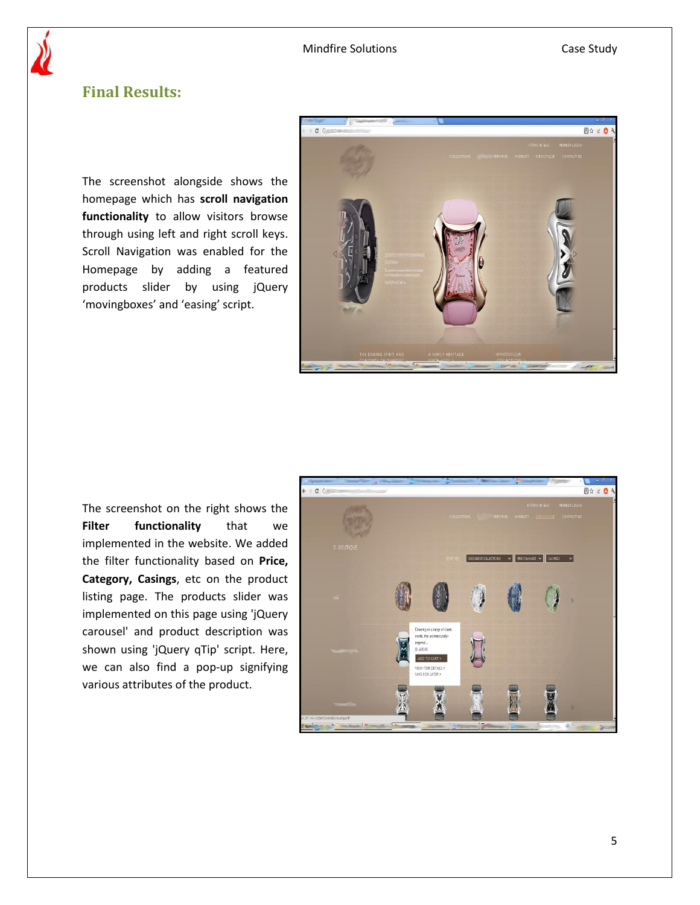## Final Results:

The screenshot alongside shows the homepage which has **scroll navigation functionality** to allow visitors browse through using left and right scroll keys. Scroll Navigation was enabled for the Homepage by adding a featured products slider by using jQuery 'movingboxes' and 'easing' script.

The screenshot on the right shows the **Filter functionality** that we implemented in the website. We added the filter functionality based on **Price, Category, Casings**, etc on the product listing page. The products slider was implemented on this page using 'jQuery carousel' and product description was shown using 'jQuery qTip' script. Here, we can also find a pop-up signifying various attributes of the product.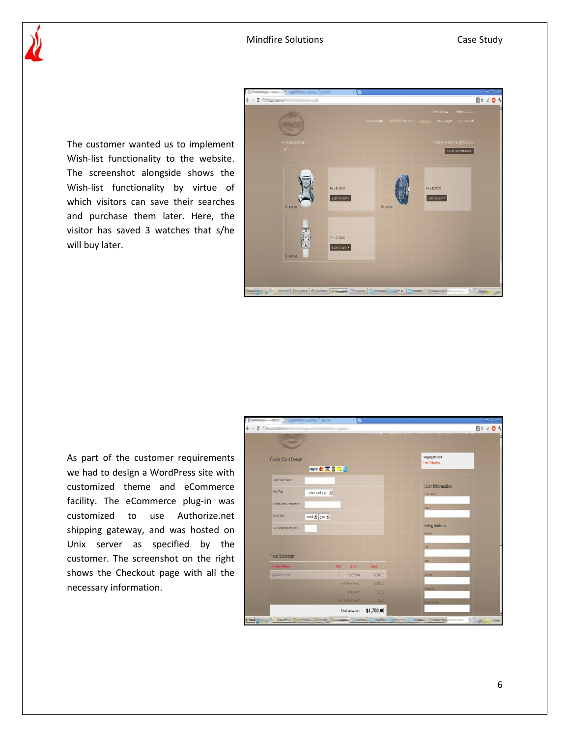The customer wanted us to implement Wish-list functionality to the website. The screenshot alongside shows the Wish-list functionality by virtue of which visitors can save their searches and purchase them later. Here, the visitor has saved 3 watches that s/he will buy later.

As part of the customer requirements we had to design a WordPress site with customized theme and eCommerce facility. The eCommerce plug-in was customized to use Authorize.net shipping gateway, and was hosted on Unix server as specified by the customer. The screenshot on the right shows the Checkout page with all the necessary information.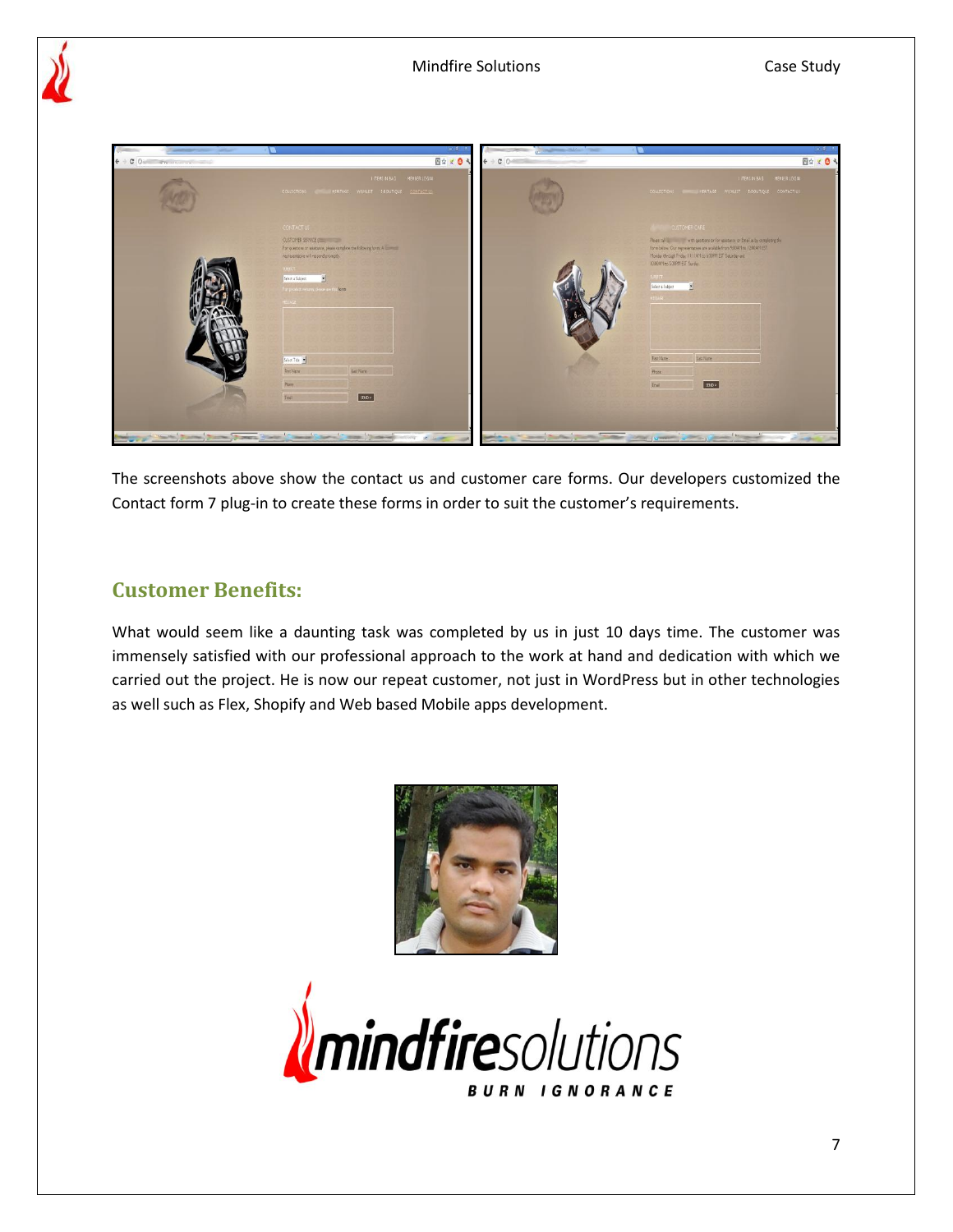The screenshots above show the contact us and customer care forms. Our developers customized the Contact form 7 plug-in to create these forms in order to suit the customer's requirements.

## Customer Benefits:

What would seem like a daunting task was completed by us in just 10 days time. The customer was immensely satisfied with our professional approach to the work at hand and dedication with which we carried out the project. He is now our repeat customer, not just in WordPress but in other technologies as well such as Flex, Shopify and Web based Mobile apps development.